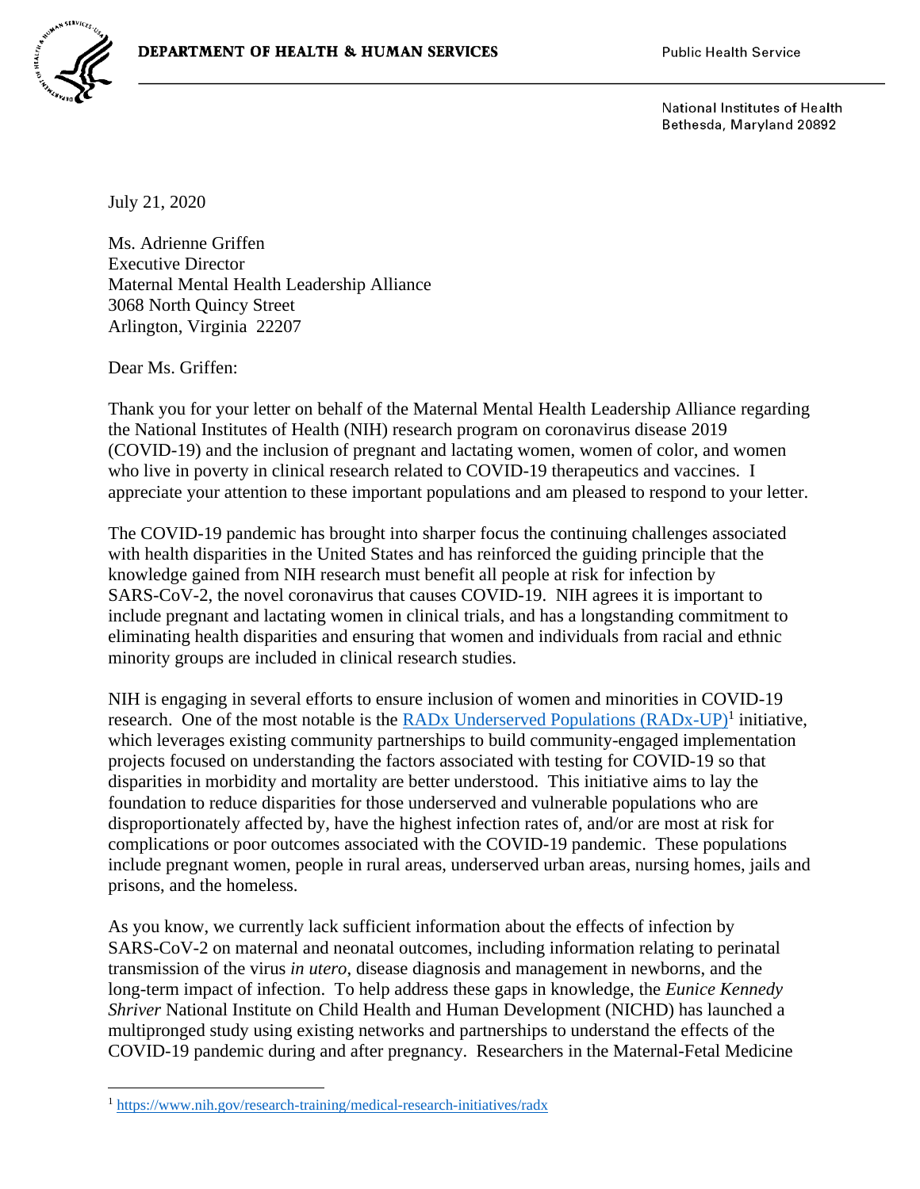**DEPARTMENT OF HEALTH & HUMAN SERVICES**

Public Health Service

National Institutes of Health
Bethesda, Maryland 20892

July 21, 2020

Ms. Adrienne Griffen
Executive Director
Maternal Mental Health Leadership Alliance
3068 North Quincy Street
Arlington, Virginia 22207

Dear Ms. Griffen:

Thank you for your letter on behalf of the Maternal Mental Health Leadership Alliance regarding the National Institutes of Health (NIH) research program on coronavirus disease 2019 (COVID-19) and the inclusion of pregnant and lactating women, women of color, and women who live in poverty in clinical research related to COVID-19 therapeutics and vaccines. I appreciate your attention to these important populations and am pleased to respond to your letter.

The COVID-19 pandemic has brought into sharper focus the continuing challenges associated with health disparities in the United States and has reinforced the guiding principle that the knowledge gained from NIH research must benefit all people at risk for infection by SARS-CoV-2, the novel coronavirus that causes COVID-19. NIH agrees it is important to include pregnant and lactating women in clinical trials, and has a longstanding commitment to eliminating health disparities and ensuring that women and individuals from racial and ethnic minority groups are included in clinical research studies.

NIH is engaging in several efforts to ensure inclusion of women and minorities in COVID-19 research. One of the most notable is the [RADx Underserved Populations (RADx-UP)](https://www.nih.gov/research-training/medical-research-initiatives/radx)[1] initiative, which leverages existing community partnerships to build community-engaged implementation projects focused on understanding the factors associated with testing for COVID-19 so that disparities in morbidity and mortality are better understood. This initiative aims to lay the foundation to reduce disparities for those underserved and vulnerable populations who are disproportionately affected by, have the highest infection rates of, and/or are most at risk for complications or poor outcomes associated with the COVID-19 pandemic. These populations include pregnant women, people in rural areas, underserved urban areas, nursing homes, jails and prisons, and the homeless.

As you know, we currently lack sufficient information about the effects of infection by SARS-CoV-2 on maternal and neonatal outcomes, including information relating to perinatal transmission of the virus *in utero*, disease diagnosis and management in newborns, and the long-term impact of infection. To help address these gaps in knowledge, the *Eunice Kennedy Shriver* National Institute on Child Health and Human Development (NICHD) has launched a multipronged study using existing networks and partnerships to understand the effects of the COVID-19 pandemic during and after pregnancy. Researchers in the Maternal-Fetal Medicine

[1] https://www.nih.gov/research-training/medical-research-initiatives/radx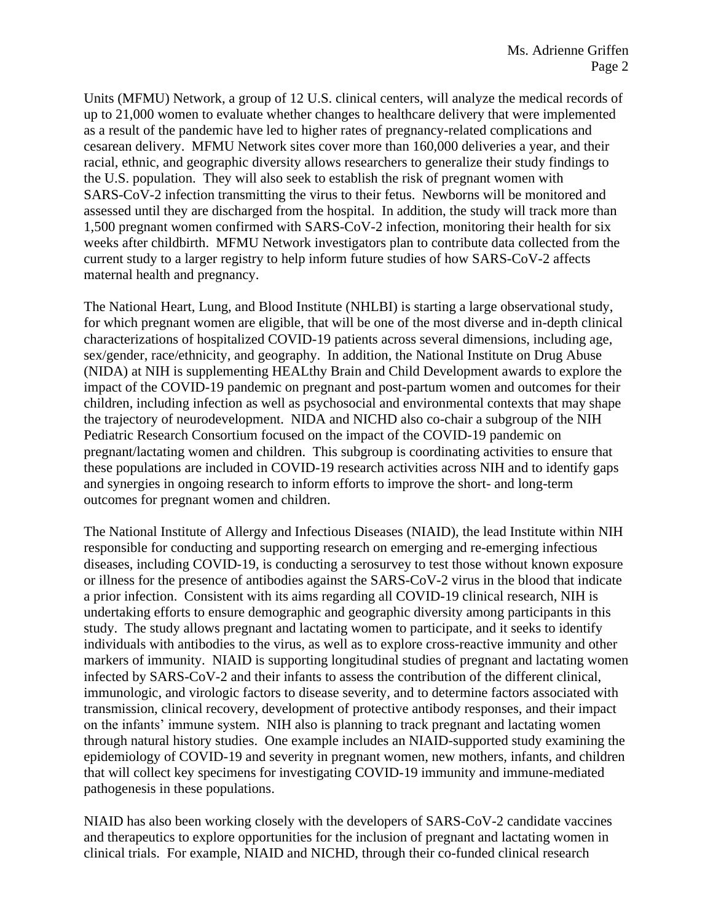Units (MFMU) Network, a group of 12 U.S. clinical centers, will analyze the medical records of up to 21,000 women to evaluate whether changes to healthcare delivery that were implemented as a result of the pandemic have led to higher rates of pregnancy-related complications and cesarean delivery. MFMU Network sites cover more than 160,000 deliveries a year, and their racial, ethnic, and geographic diversity allows researchers to generalize their study findings to the U.S. population. They will also seek to establish the risk of pregnant women with SARS-CoV-2 infection transmitting the virus to their fetus. Newborns will be monitored and assessed until they are discharged from the hospital. In addition, the study will track more than 1,500 pregnant women confirmed with SARS-CoV-2 infection, monitoring their health for six weeks after childbirth. MFMU Network investigators plan to contribute data collected from the current study to a larger registry to help inform future studies of how SARS-CoV-2 affects maternal health and pregnancy.

The National Heart, Lung, and Blood Institute (NHLBI) is starting a large observational study, for which pregnant women are eligible, that will be one of the most diverse and in-depth clinical characterizations of hospitalized COVID-19 patients across several dimensions, including age, sex/gender, race/ethnicity, and geography. In addition, the National Institute on Drug Abuse (NIDA) at NIH is supplementing HEALthy Brain and Child Development awards to explore the impact of the COVID-19 pandemic on pregnant and post-partum women and outcomes for their children, including infection as well as psychosocial and environmental contexts that may shape the trajectory of neurodevelopment. NIDA and NICHD also co-chair a subgroup of the NIH Pediatric Research Consortium focused on the impact of the COVID-19 pandemic on pregnant/lactating women and children. This subgroup is coordinating activities to ensure that these populations are included in COVID-19 research activities across NIH and to identify gaps and synergies in ongoing research to inform efforts to improve the short- and long-term outcomes for pregnant women and children.

The National Institute of Allergy and Infectious Diseases (NIAID), the lead Institute within NIH responsible for conducting and supporting research on emerging and re-emerging infectious diseases, including COVID-19, is conducting a serosurvey to test those without known exposure or illness for the presence of antibodies against the SARS-CoV-2 virus in the blood that indicate a prior infection. Consistent with its aims regarding all COVID-19 clinical research, NIH is undertaking efforts to ensure demographic and geographic diversity among participants in this study. The study allows pregnant and lactating women to participate, and it seeks to identify individuals with antibodies to the virus, as well as to explore cross-reactive immunity and other markers of immunity. NIAID is supporting longitudinal studies of pregnant and lactating women infected by SARS-CoV-2 and their infants to assess the contribution of the different clinical, immunologic, and virologic factors to disease severity, and to determine factors associated with transmission, clinical recovery, development of protective antibody responses, and their impact on the infants' immune system. NIH also is planning to track pregnant and lactating women through natural history studies. One example includes an NIAID-supported study examining the epidemiology of COVID-19 and severity in pregnant women, new mothers, infants, and children that will collect key specimens for investigating COVID-19 immunity and immune-mediated pathogenesis in these populations.

NIAID has also been working closely with the developers of SARS-CoV-2 candidate vaccines and therapeutics to explore opportunities for the inclusion of pregnant and lactating women in clinical trials. For example, NIAID and NICHD, through their co-funded clinical research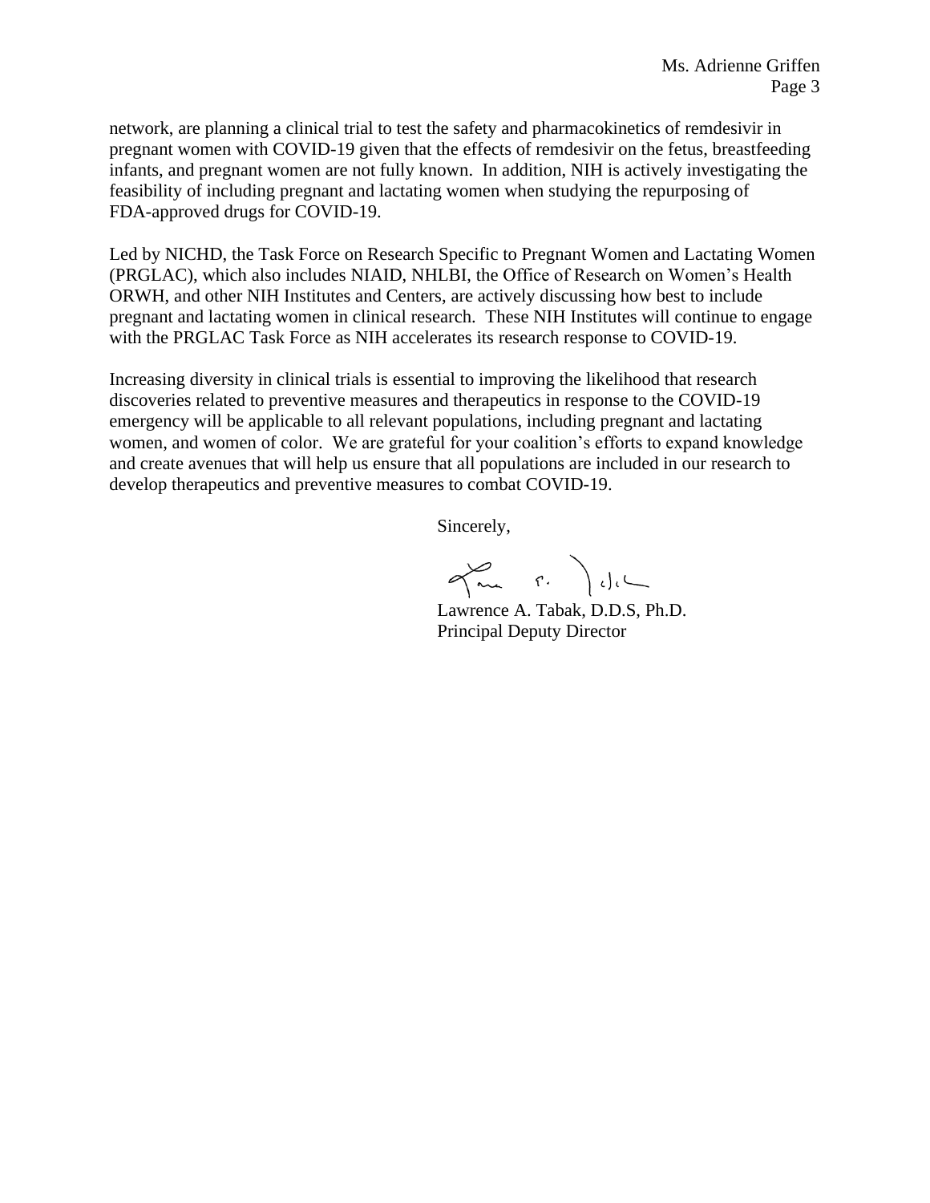network, are planning a clinical trial to test the safety and pharmacokinetics of remdesivir in pregnant women with COVID-19 given that the effects of remdesivir on the fetus, breastfeeding infants, and pregnant women are not fully known. In addition, NIH is actively investigating the feasibility of including pregnant and lactating women when studying the repurposing of FDA-approved drugs for COVID-19.

Led by NICHD, the Task Force on Research Specific to Pregnant Women and Lactating Women (PRGLAC), which also includes NIAID, NHLBI, the Office of Research on Women's Health ORWH, and other NIH Institutes and Centers, are actively discussing how best to include pregnant and lactating women in clinical research. These NIH Institutes will continue to engage with the PRGLAC Task Force as NIH accelerates its research response to COVID-19.

Increasing diversity in clinical trials is essential to improving the likelihood that research discoveries related to preventive measures and therapeutics in response to the COVID-19 emergency will be applicable to all relevant populations, including pregnant and lactating women, and women of color. We are grateful for your coalition's efforts to expand knowledge and create avenues that will help us ensure that all populations are included in our research to develop therapeutics and preventive measures to combat COVID-19.

Sincerely,

Lawrence A. Tabak, D.D.S, Ph.D.
Principal Deputy Director